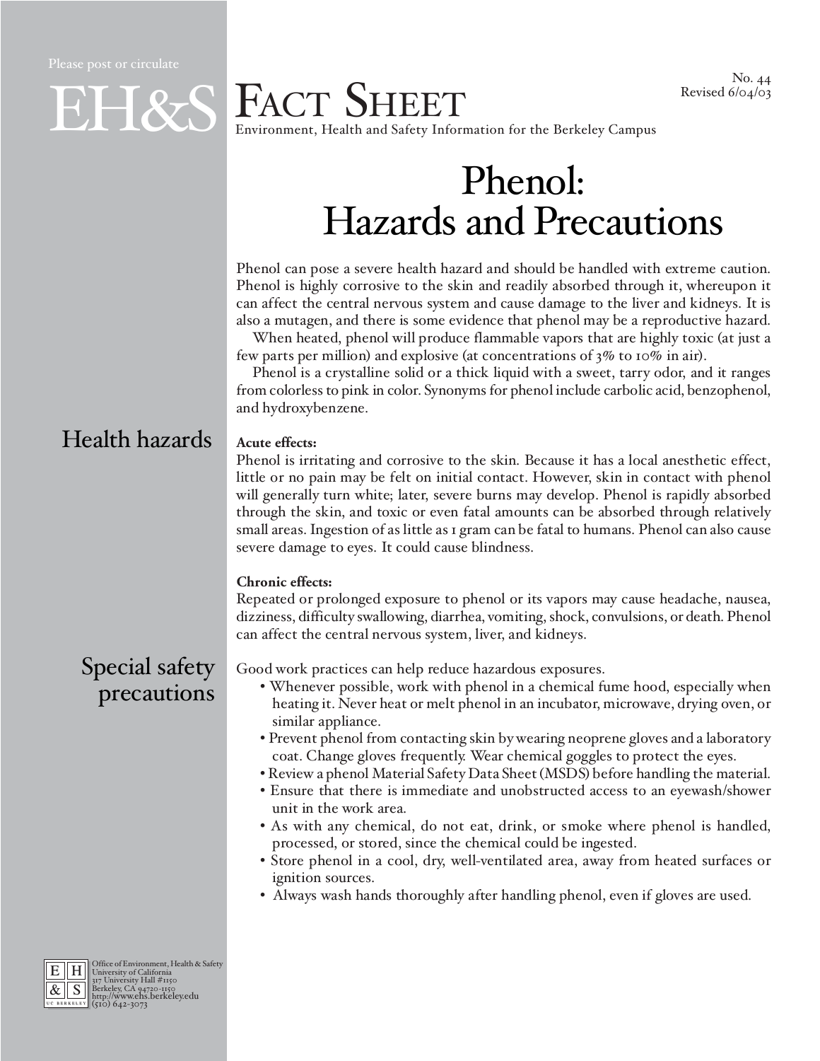Please post or circulate

# EH&S Fact Sheet

Environment, Health and Safety Information for the Berkeley Campus

No. 44
Revised 6/04/03

# Phenol: Hazards and Precautions

Phenol can pose a severe health hazard and should be handled with extreme caution. Phenol is highly corrosive to the skin and readily absorbed through it, whereupon it can affect the central nervous system and cause damage to the liver and kidneys. It is also a mutagen, and there is some evidence that phenol may be a reproductive hazard.

When heated, phenol will produce flammable vapors that are highly toxic (at just a few parts per million) and explosive (at concentrations of 3% to 10% in air).

Phenol is a crystalline solid or a thick liquid with a sweet, tarry odor, and it ranges from colorless to pink in color. Synonyms for phenol include carbolic acid, benzophenol, and hydroxybenzene.

## Health hazards

**Acute effects:**
Phenol is irritating and corrosive to the skin. Because it has a local anesthetic effect, little or no pain may be felt on initial contact. However, skin in contact with phenol will generally turn white; later, severe burns may develop. Phenol is rapidly absorbed through the skin, and toxic or even fatal amounts can be absorbed through relatively small areas. Ingestion of as little as 1 gram can be fatal to humans. Phenol can also cause severe damage to eyes. It could cause blindness.

**Chronic effects:**
Repeated or prolonged exposure to phenol or its vapors may cause headache, nausea, dizziness, difficulty swallowing, diarrhea, vomiting, shock, convulsions, or death. Phenol can affect the central nervous system, liver, and kidneys.

## Special safety precautions

Good work practices can help reduce hazardous exposures.

- Whenever possible, work with phenol in a chemical fume hood, especially when heating it. Never heat or melt phenol in an incubator, microwave, drying oven, or similar appliance.
- Prevent phenol from contacting skin by wearing neoprene gloves and a laboratory coat. Change gloves frequently. Wear chemical goggles to protect the eyes.
- Review a phenol Material Safety Data Sheet (MSDS) before handling the material.
- Ensure that there is immediate and unobstructed access to an eyewash/shower unit in the work area.
- As with any chemical, do not eat, drink, or smoke where phenol is handled, processed, or stored, since the chemical could be ingested.
- Store phenol in a cool, dry, well-ventilated area, away from heated surfaces or ignition sources.
- Always wash hands thoroughly after handling phenol, even if gloves are used.

Office of Environment, Health & Safety
University of California
317 University Hall #1150
Berkeley, CA 94720-1150
http://www.ehs.berkeley.edu
(510) 642-3073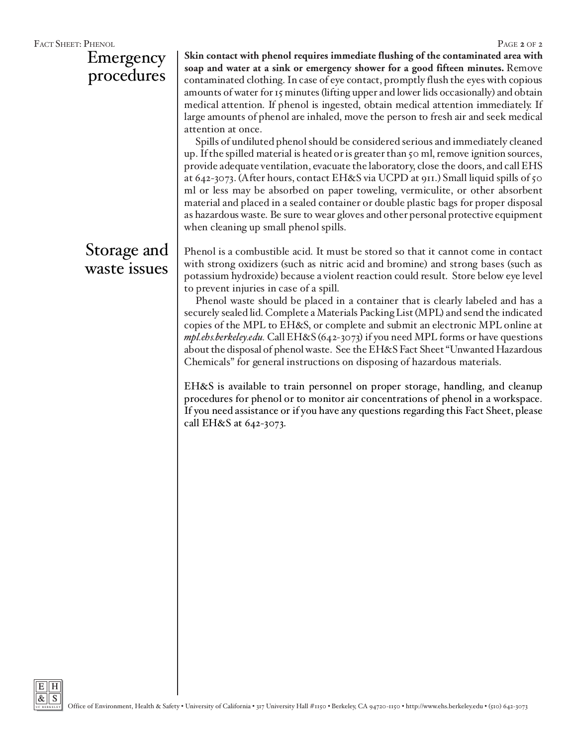## Emergency procedures

**Skin contact with phenol requires immediate flushing of the contaminated area with soap and water at a sink or emergency shower for a good fifteen minutes.** Remove contaminated clothing. In case of eye contact, promptly flush the eyes with copious amounts of water for 15 minutes (lifting upper and lower lids occasionally) and obtain medical attention. If phenol is ingested, obtain medical attention immediately. If large amounts of phenol are inhaled, move the person to fresh air and seek medical attention at once.

Spills of undiluted phenol should be considered serious and immediately cleaned up. If the spilled material is heated or is greater than 50 ml, remove ignition sources, provide adequate ventilation, evacuate the laboratory, close the doors, and call EHS at 642-3073. (After hours, contact EH&S via UCPD at 911.) Small liquid spills of 50 ml or less may be absorbed on paper toweling, vermiculite, or other absorbent material and placed in a sealed container or double plastic bags for proper disposal as hazardous waste. Be sure to wear gloves and other personal protective equipment when cleaning up small phenol spills.

## Storage and waste issues

Phenol is a combustible acid. It must be stored so that it cannot come in contact with strong oxidizers (such as nitric acid and bromine) and strong bases (such as potassium hydroxide) because a violent reaction could result. Store below eye level to prevent injuries in case of a spill.

Phenol waste should be placed in a container that is clearly labeled and has a securely sealed lid. Complete a Materials Packing List (MPL) and send the indicated copies of the MPL to EH&S, or complete and submit an electronic MPL online at *mpl.ehs.berkeley.edu.* Call EH&S (642-3073) if you need MPL forms or have questions about the disposal of phenol waste. See the EH&S Fact Sheet "Unwanted Hazardous Chemicals" for general instructions on disposing of hazardous materials.

EH&S is available to train personnel on proper storage, handling, and cleanup procedures for phenol or to monitor air concentrations of phenol in a workspace. If you need assistance or if you have any questions regarding this Fact Sheet, please call EH&S at 642-3073.